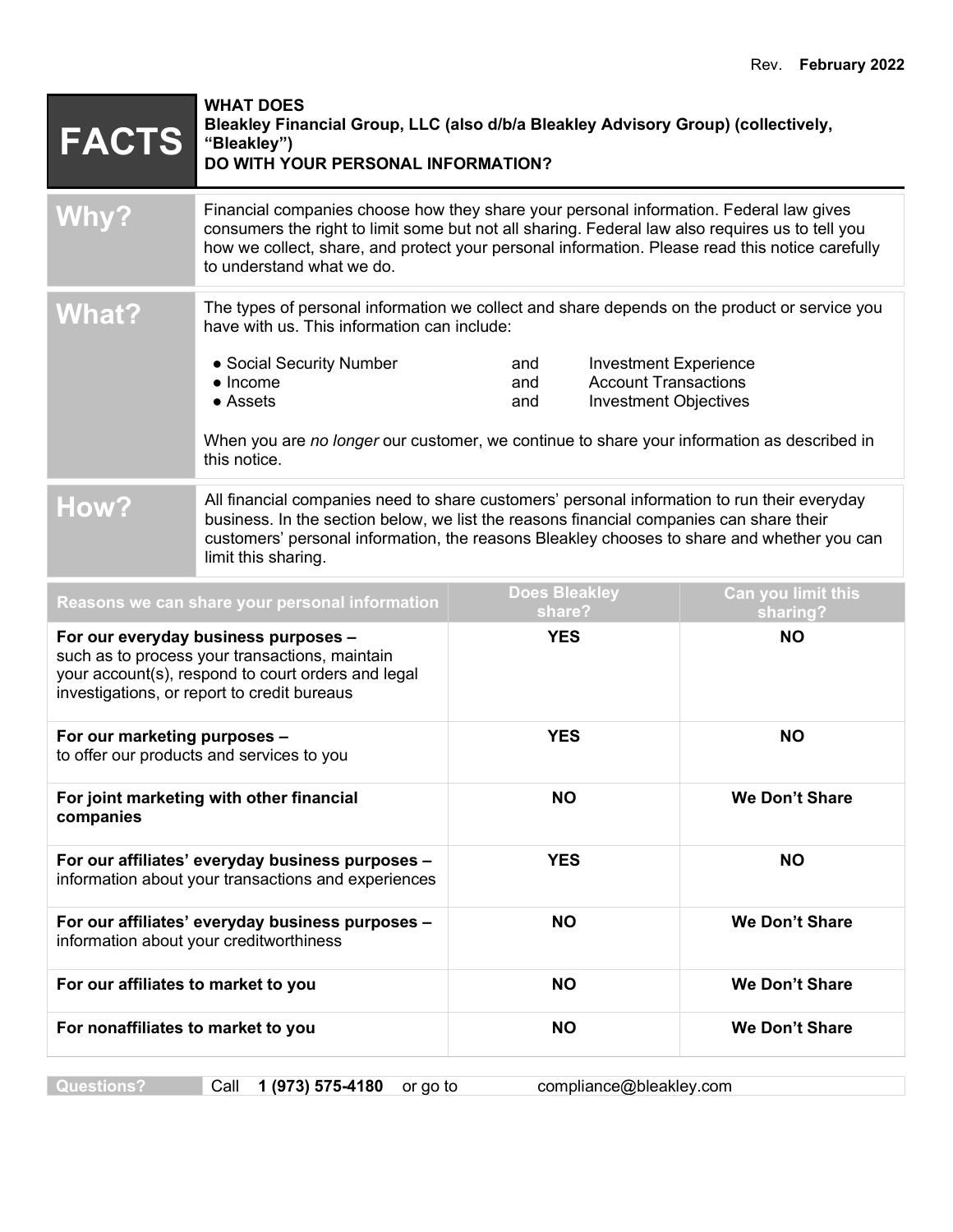Rev. **February 2022**

| **FACTS** | **WHAT DOES Bleakley Financial Group, LLC (also d/b/a Bleakley Advisory Group) (collectively, "Bleakley") DO WITH YOUR PERSONAL INFORMATION?** |
|---|---|
| **Why?** | Financial companies choose how they share your personal information. Federal law gives consumers the right to limit some but not all sharing. Federal law also requires us to tell you how we collect, share, and protect your personal information. Please read this notice carefully to understand what we do. |
| **What?** | The types of personal information we collect and share depends on the product or service you have with us. This information can include:<br><br>● Social Security Number and Investment Experience<br>● Income and Account Transactions<br>● Assets and Investment Objectives<br><br>When you are *no longer* our customer, we continue to share your information as described in this notice. |
| **How?** | All financial companies need to share customers' personal information to run their everyday business. In the section below, we list the reasons financial companies can share their customers' personal information, the reasons Bleakley chooses to share and whether you can limit this sharing. |

| Reasons we can share your personal information | Does Bleakley share? | Can you limit this sharing? |
|---|---|---|
| **For our everyday business purposes –** such as to process your transactions, maintain your account(s), respond to court orders and legal investigations, or report to credit bureaus | **YES** | **NO** |
| **For our marketing purposes –** to offer our products and services to you | **YES** | **NO** |
| **For joint marketing with other financial companies** | **NO** | **We Don't Share** |
| **For our affiliates' everyday business purposes –** information about your transactions and experiences | **YES** | **NO** |
| **For our affiliates' everyday business purposes –** information about your creditworthiness | **NO** | **We Don't Share** |
| **For our affiliates to market to you** | **NO** | **We Don't Share** |
| **For nonaffiliates to market to you** | **NO** | **We Don't Share** |

| **Questions?** | Call **1 (973) 575-4180** or go to compliance@bleakley.com |
|---|---|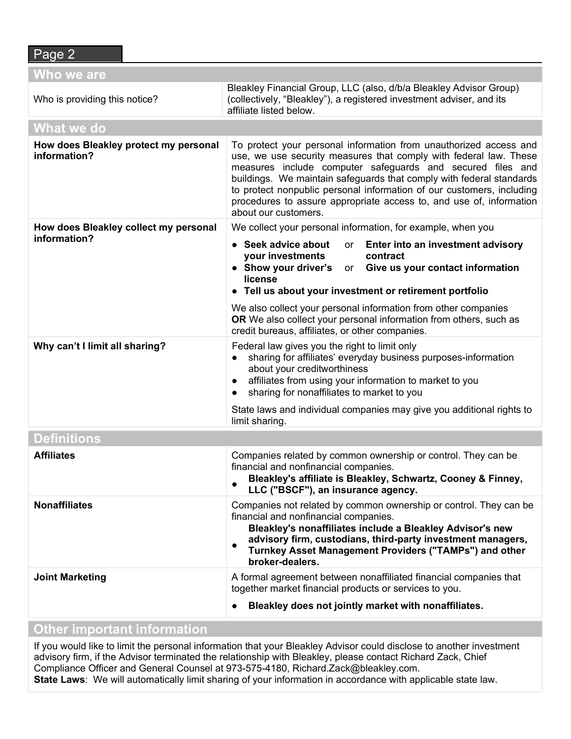## Who we are

| | |
|---|---|
| Who is providing this notice? | Bleakley Financial Group, LLC (also, d/b/a Bleakley Advisor Group) (collectively, "Bleakley"), a registered investment adviser, and its affiliate listed below. |

## What we do

| | |
|---|---|
| **How does Bleakley protect my personal information?** | To protect your personal information from unauthorized access and use, we use security measures that comply with federal law. These measures include computer safeguards and secured files and buildings. We maintain safeguards that comply with federal standards to protect nonpublic personal information of our customers, including procedures to assure appropriate access to, and use of, information about our customers. |
| **How does Bleakley collect my personal information?** | We collect your personal information, for example, when you<br>● **Seek advice about your investments** or **Enter into an investment advisory contract**<br>● **Show your driver's license** or **Give us your contact information**<br>● **Tell us about your investment or retirement portfolio**<br><br>We also collect your personal information from other companies<br>**OR** We also collect your personal information from others, such as credit bureaus, affiliates, or other companies. |
| **Why can't I limit all sharing?** | Federal law gives you the right to limit only<br>● sharing for affiliates' everyday business purposes-information about your creditworthiness<br>● affiliates from using your information to market to you<br>● sharing for nonaffiliates to market to you<br><br>State laws and individual companies may give you additional rights to limit sharing. |

## Definitions

| | |
|---|---|
| **Affiliates** | Companies related by common ownership or control. They can be financial and nonfinancial companies.<br>● **Bleakley's affiliate is Bleakley, Schwartz, Cooney & Finney, LLC ("BSCF"), an insurance agency.** |
| **Nonaffiliates** | Companies not related by common ownership or control. They can be financial and nonfinancial companies.<br>● **Bleakley's nonaffiliates include a Bleakley Advisor's new advisory firm, custodians, third-party investment managers, Turnkey Asset Management Providers ("TAMPs") and other broker-dealers.** |
| **Joint Marketing** | A formal agreement between nonaffiliated financial companies that together market financial products or services to you.<br>● **Bleakley does not jointly market with nonaffiliates.** |

## Other important information

If you would like to limit the personal information that your Bleakley Advisor could disclose to another investment advisory firm, if the Advisor terminated the relationship with Bleakley, please contact Richard Zack, Chief Compliance Officer and General Counsel at 973-575-4180, Richard.Zack@bleakley.com.
**State Laws**: We will automatically limit sharing of your information in accordance with applicable state law.